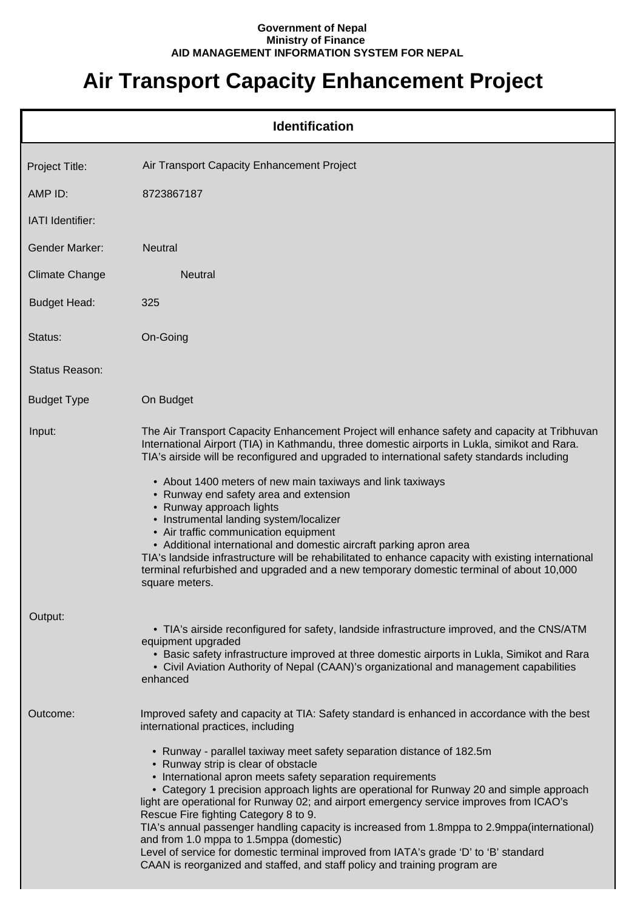**Government of Nepal**
**Ministry of Finance**
**AID MANAGEMENT INFORMATION SYSTEM FOR NEPAL**

# Air Transport Capacity Enhancement Project

## Identification

| | |
|---|---|
| Project Title: | Air Transport Capacity Enhancement Project |
| AMP ID: | 8723867187 |
| IATI Identifier: | |
| Gender Marker: | Neutral |
| Climate Change | Neutral |
| Budget Head: | 325 |
| Status: | On-Going |
| Status Reason: | |
| Budget Type | On Budget |

**Input:**

The Air Transport Capacity Enhancement Project will enhance safety and capacity at Tribhuvan International Airport (TIA) in Kathmandu, three domestic airports in Lukla, simikot and Rara. TIA's airside will be reconfigured and upgraded to international safety standards including

- About 1400 meters of new main taxiways and link taxiways
- Runway end safety area and extension
- Runway approach lights
- Instrumental landing system/localizer
- Air traffic communication equipment
- Additional international and domestic aircraft parking apron area

TIA's landside infrastructure will be rehabilitated to enhance capacity with existing international terminal refurbished and upgraded and a new temporary domestic terminal of about 10,000 square meters.

**Output:**

- TIA's airside reconfigured for safety, landside infrastructure improved, and the CNS/ATM equipment upgraded
- Basic safety infrastructure improved at three domestic airports in Lukla, Simikot and Rara
- Civil Aviation Authority of Nepal (CAAN)'s organizational and management capabilities enhanced

**Outcome:**

Improved safety and capacity at TIA: Safety standard is enhanced in accordance with the best international practices, including

- Runway - parallel taxiway meet safety separation distance of 182.5m
- Runway strip is clear of obstacle
- International apron meets safety separation requirements
- Category 1 precision approach lights are operational for Runway 20 and simple approach light are operational for Runway 02; and airport emergency service improves from ICAO's Rescue Fire fighting Category 8 to 9.

TIA's annual passenger handling capacity is increased from 1.8mppa to 2.9mppa(international) and from 1.0 mppa to 1.5mppa (domestic)
Level of service for domestic terminal improved from IATA's grade 'D' to 'B' standard
CAAN is reorganized and staffed, and staff policy and training program are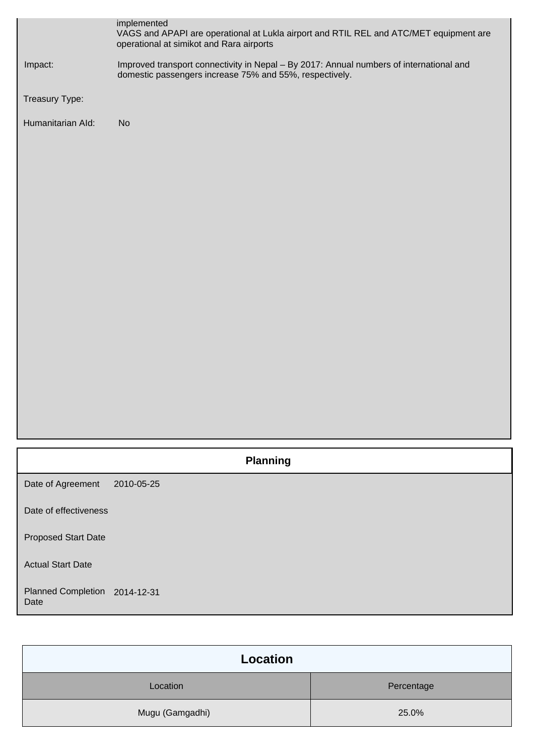implemented
VAGS and APAPI are operational at Lukla airport and RTIL REL and ATC/MET equipment are operational at simikot and Rara airports

| | |
|---|---|
| Impact: | Improved transport connectivity in Nepal – By 2017: Annual numbers of international and domestic passengers increase 75% and 55%, respectively. |
| Treasury Type: | |
| Humanitarian AId: | No |

## Planning

| | |
|---|---|
| Date of Agreement | 2010-05-25 |
| Date of effectiveness | |
| Proposed Start Date | |
| Actual Start Date | |
| Planned Completion Date | 2014-12-31 |

## Location

| Location | Percentage |
|---|---|
| Mugu (Gamgadhi) | 25.0% |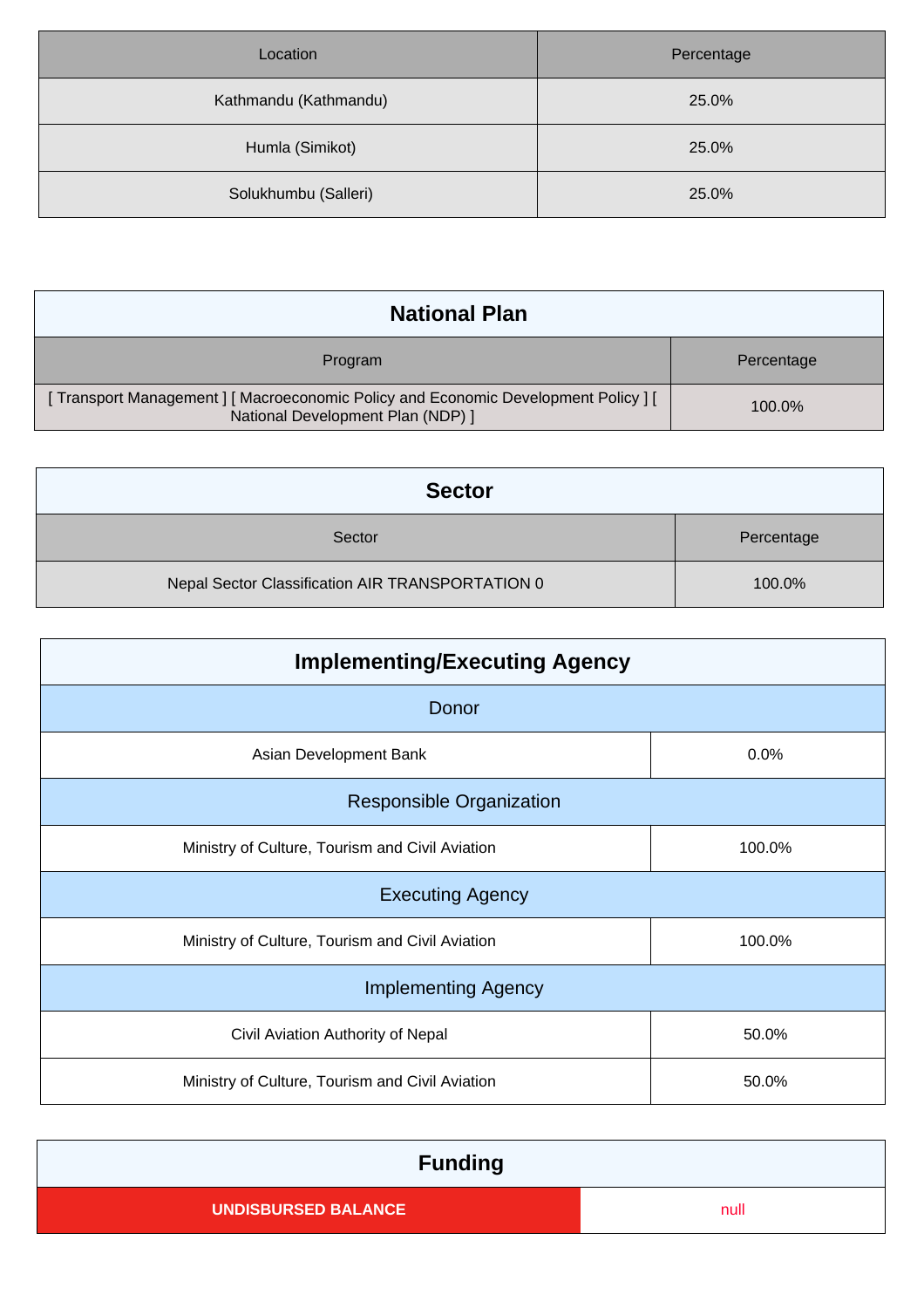| Location | Percentage |
|---|---|
| Kathmandu (Kathmandu) | 25.0% |
| Humla (Simikot) | 25.0% |
| Solukhumbu (Salleri) | 25.0% |

## National Plan

| Program | Percentage |
|---|---|
| [ Transport Management ] [ Macroeconomic Policy and Economic Development Policy ] [ National Development Plan (NDP) ] | 100.0% |

## Sector

| Sector | Percentage |
|---|---|
| Nepal Sector Classification AIR TRANSPORTATION 0 | 100.0% |

## Implementing/Executing Agency

| Donor | |
|---|---|
| Asian Development Bank | 0.0% |
| **Responsible Organization** | |
| Ministry of Culture, Tourism and Civil Aviation | 100.0% |
| **Executing Agency** | |
| Ministry of Culture, Tourism and Civil Aviation | 100.0% |
| **Implementing Agency** | |
| Civil Aviation Authority of Nepal | 50.0% |
| Ministry of Culture, Tourism and Civil Aviation | 50.0% |

## Funding

| UNDISBURSED BALANCE | null |
|---|---|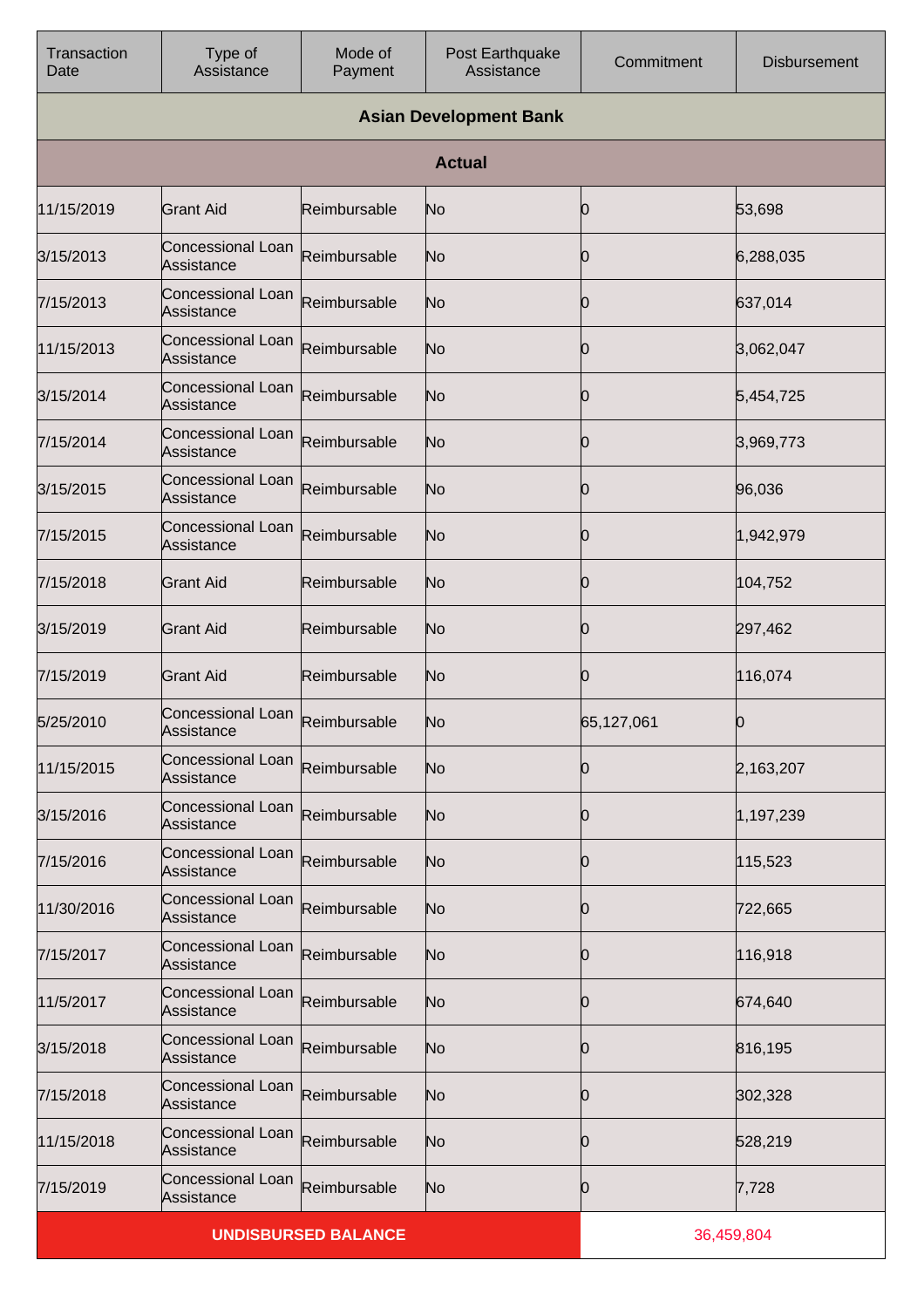| Transaction Date | Type of Assistance | Mode of Payment | Post Earthquake Assistance | Commitment | Disbursement |
|---|---|---|---|---|---|
| **Asian Development Bank** | | | | | |
| **Actual** | | | | | |
| 11/15/2019 | Grant Aid | Reimbursable | No | 0 | 53,698 |
| 3/15/2013 | Concessional Loan Assistance | Reimbursable | No | 0 | 6,288,035 |
| 7/15/2013 | Concessional Loan Assistance | Reimbursable | No | 0 | 637,014 |
| 11/15/2013 | Concessional Loan Assistance | Reimbursable | No | 0 | 3,062,047 |
| 3/15/2014 | Concessional Loan Assistance | Reimbursable | No | 0 | 5,454,725 |
| 7/15/2014 | Concessional Loan Assistance | Reimbursable | No | 0 | 3,969,773 |
| 3/15/2015 | Concessional Loan Assistance | Reimbursable | No | 0 | 96,036 |
| 7/15/2015 | Concessional Loan Assistance | Reimbursable | No | 0 | 1,942,979 |
| 7/15/2018 | Grant Aid | Reimbursable | No | 0 | 104,752 |
| 3/15/2019 | Grant Aid | Reimbursable | No | 0 | 297,462 |
| 7/15/2019 | Grant Aid | Reimbursable | No | 0 | 116,074 |
| 5/25/2010 | Concessional Loan Assistance | Reimbursable | No | 65,127,061 | 0 |
| 11/15/2015 | Concessional Loan Assistance | Reimbursable | No | 0 | 2,163,207 |
| 3/15/2016 | Concessional Loan Assistance | Reimbursable | No | 0 | 1,197,239 |
| 7/15/2016 | Concessional Loan Assistance | Reimbursable | No | 0 | 115,523 |
| 11/30/2016 | Concessional Loan Assistance | Reimbursable | No | 0 | 722,665 |
| 7/15/2017 | Concessional Loan Assistance | Reimbursable | No | 0 | 116,918 |
| 11/5/2017 | Concessional Loan Assistance | Reimbursable | No | 0 | 674,640 |
| 3/15/2018 | Concessional Loan Assistance | Reimbursable | No | 0 | 816,195 |
| 7/15/2018 | Concessional Loan Assistance | Reimbursable | No | 0 | 302,328 |
| 11/15/2018 | Concessional Loan Assistance | Reimbursable | No | 0 | 528,219 |
| 7/15/2019 | Concessional Loan Assistance | Reimbursable | No | 0 | 7,728 |
| **UNDISBURSED BALANCE** | | | | 36,459,804 | |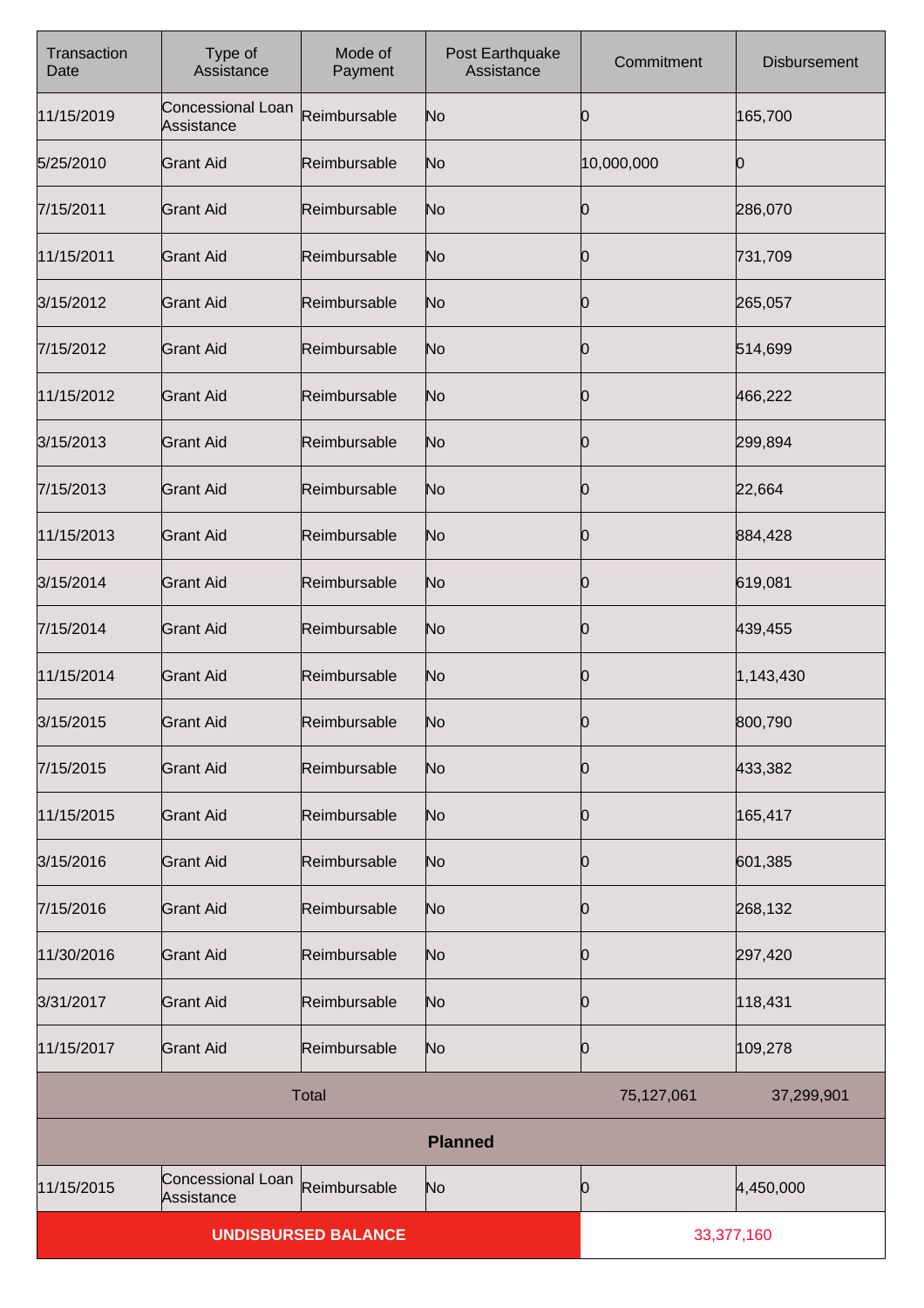| Transaction Date | Type of Assistance | Mode of Payment | Post Earthquake Assistance | Commitment | Disbursement |
|---|---|---|---|---|---|
| 11/15/2019 | Concessional Loan Assistance | Reimbursable | No | 0 | 165,700 |
| 5/25/2010 | Grant Aid | Reimbursable | No | 10,000,000 | 0 |
| 7/15/2011 | Grant Aid | Reimbursable | No | 0 | 286,070 |
| 11/15/2011 | Grant Aid | Reimbursable | No | 0 | 731,709 |
| 3/15/2012 | Grant Aid | Reimbursable | No | 0 | 265,057 |
| 7/15/2012 | Grant Aid | Reimbursable | No | 0 | 514,699 |
| 11/15/2012 | Grant Aid | Reimbursable | No | 0 | 466,222 |
| 3/15/2013 | Grant Aid | Reimbursable | No | 0 | 299,894 |
| 7/15/2013 | Grant Aid | Reimbursable | No | 0 | 22,664 |
| 11/15/2013 | Grant Aid | Reimbursable | No | 0 | 884,428 |
| 3/15/2014 | Grant Aid | Reimbursable | No | 0 | 619,081 |
| 7/15/2014 | Grant Aid | Reimbursable | No | 0 | 439,455 |
| 11/15/2014 | Grant Aid | Reimbursable | No | 0 | 1,143,430 |
| 3/15/2015 | Grant Aid | Reimbursable | No | 0 | 800,790 |
| 7/15/2015 | Grant Aid | Reimbursable | No | 0 | 433,382 |
| 11/15/2015 | Grant Aid | Reimbursable | No | 0 | 165,417 |
| 3/15/2016 | Grant Aid | Reimbursable | No | 0 | 601,385 |
| 7/15/2016 | Grant Aid | Reimbursable | No | 0 | 268,132 |
| 11/30/2016 | Grant Aid | Reimbursable | No | 0 | 297,420 |
| 3/31/2017 | Grant Aid | Reimbursable | No | 0 | 118,431 |
| 11/15/2017 | Grant Aid | Reimbursable | No | 0 | 109,278 |
| Total | | | | 75,127,061 | 37,299,901 |
| **Planned** | | | | | |
| 11/15/2015 | Concessional Loan Assistance | Reimbursable | No | 0 | 4,450,000 |
| **UNDISBURSED BALANCE** | | | | 33,377,160 | |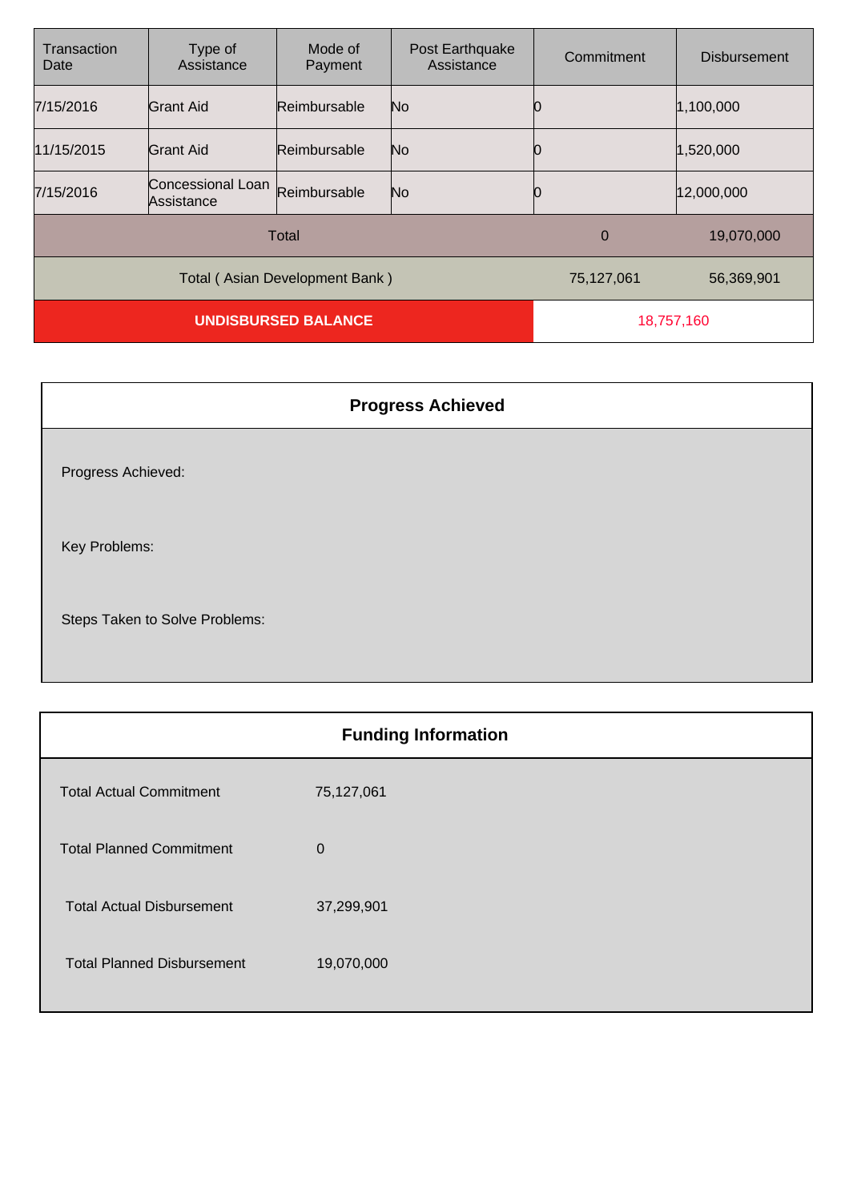| Transaction Date | Type of Assistance | Mode of Payment | Post Earthquake Assistance | Commitment | Disbursement |
|---|---|---|---|---|---|
| 7/15/2016 | Grant Aid | Reimbursable | No | 0 | 1,100,000 |
| 11/15/2015 | Grant Aid | Reimbursable | No | 0 | 1,520,000 |
| 7/15/2016 | Concessional Loan Assistance | Reimbursable | No | 0 | 12,000,000 |
| Total | | | | 0 | 19,070,000 |
| Total ( Asian Development Bank ) | | | | 75,127,061 | 56,369,901 |
| **UNDISBURSED BALANCE** | | | | 18,757,160 | |

## Progress Achieved

Progress Achieved:

Key Problems:

Steps Taken to Solve Problems:

## Funding Information

| | |
|---|---|
| Total Actual Commitment | 75,127,061 |
| Total Planned Commitment | 0 |
| Total Actual Disbursement | 37,299,901 |
| Total Planned Disbursement | 19,070,000 |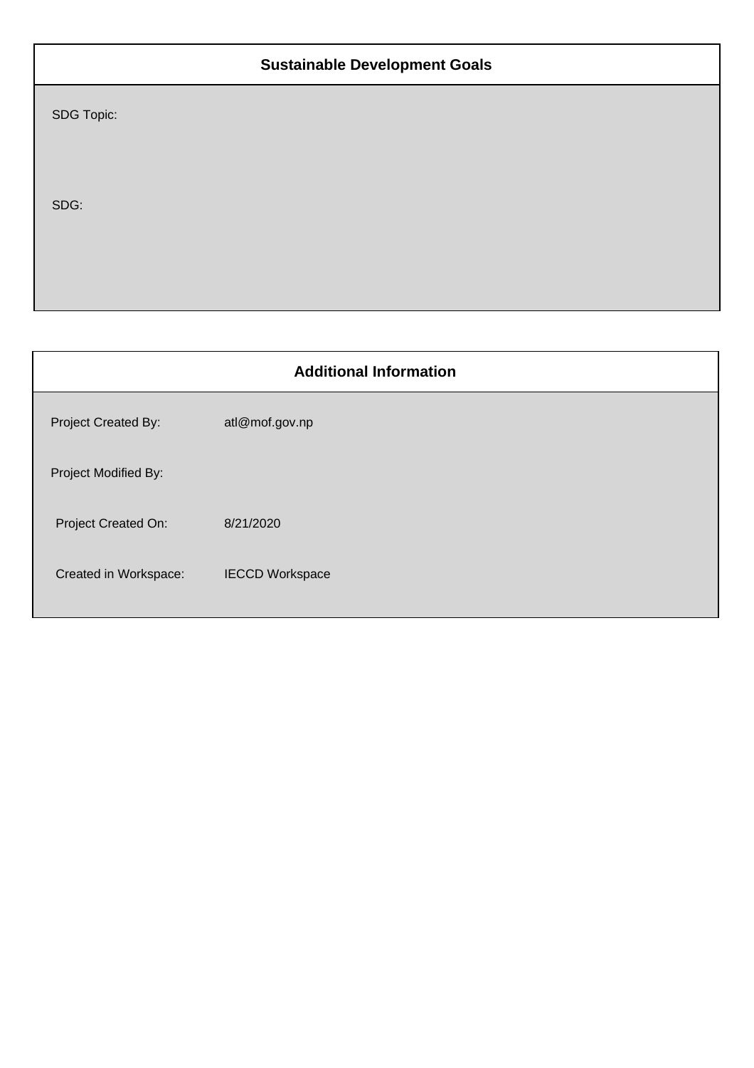## Sustainable Development Goals

SDG Topic:

SDG:

## Additional Information

| | |
|---|---|
| Project Created By: | atl@mof.gov.np |
| Project Modified By: | |
| Project Created On: | 8/21/2020 |
| Created in Workspace: | IECCD Workspace |